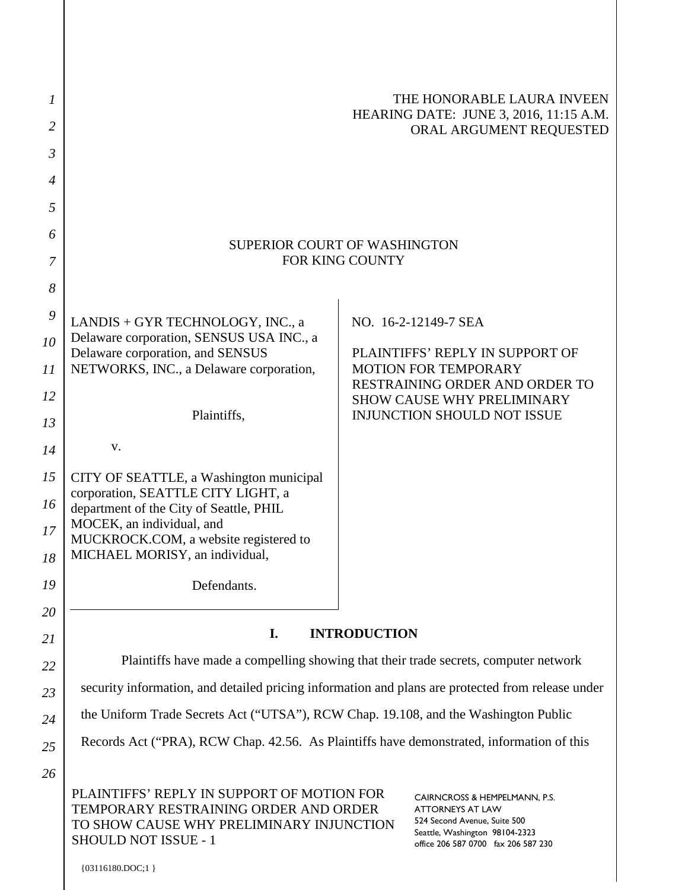THE HONORABLE LAURA INVEEN
HEARING DATE: JUNE 3, 2016, 11:15 A.M.
ORAL ARGUMENT REQUESTED

SUPERIOR COURT OF WASHINGTON
FOR KING COUNTY

| | |
|---|---|
| LANDIS + GYR TECHNOLOGY, INC., a Delaware corporation, SENSUS USA INC., a Delaware corporation, and SENSUS NETWORKS, INC., a Delaware corporation,<br><br>Plaintiffs,<br><br>v.<br><br>CITY OF SEATTLE, a Washington municipal corporation, SEATTLE CITY LIGHT, a department of the City of Seattle, PHIL MOCEK, an individual, and MUCKROCK.COM, a website registered to MICHAEL MORISY, an individual,<br><br>Defendants. | NO. 16-2-12149-7 SEA<br><br>PLAINTIFFS' REPLY IN SUPPORT OF MOTION FOR TEMPORARY RESTRAINING ORDER AND ORDER TO SHOW CAUSE WHY PRELIMINARY INJUNCTION SHOULD NOT ISSUE |

## I. INTRODUCTION

Plaintiffs have made a compelling showing that their trade secrets, computer network security information, and detailed pricing information and plans are protected from release under the Uniform Trade Secrets Act ("UTSA"), RCW Chap. 19.108, and the Washington Public Records Act ("PRA"), RCW Chap. 42.56. As Plaintiffs have demonstrated, information of this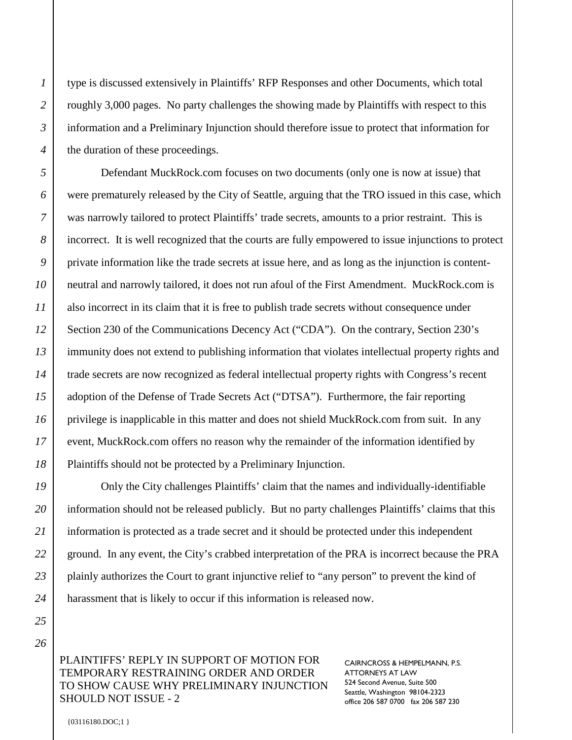type is discussed extensively in Plaintiffs' RFP Responses and other Documents, which total roughly 3,000 pages. No party challenges the showing made by Plaintiffs with respect to this information and a Preliminary Injunction should therefore issue to protect that information for the duration of these proceedings.

Defendant MuckRock.com focuses on two documents (only one is now at issue) that were prematurely released by the City of Seattle, arguing that the TRO issued in this case, which was narrowly tailored to protect Plaintiffs' trade secrets, amounts to a prior restraint. This is incorrect. It is well recognized that the courts are fully empowered to issue injunctions to protect private information like the trade secrets at issue here, and as long as the injunction is content-neutral and narrowly tailored, it does not run afoul of the First Amendment. MuckRock.com is also incorrect in its claim that it is free to publish trade secrets without consequence under Section 230 of the Communications Decency Act ("CDA"). On the contrary, Section 230's immunity does not extend to publishing information that violates intellectual property rights and trade secrets are now recognized as federal intellectual property rights with Congress's recent adoption of the Defense of Trade Secrets Act ("DTSA"). Furthermore, the fair reporting privilege is inapplicable in this matter and does not shield MuckRock.com from suit. In any event, MuckRock.com offers no reason why the remainder of the information identified by Plaintiffs should not be protected by a Preliminary Injunction.

Only the City challenges Plaintiffs' claim that the names and individually-identifiable information should not be released publicly. But no party challenges Plaintiffs' claims that this information is protected as a trade secret and it should be protected under this independent ground. In any event, the City's crabbed interpretation of the PRA is incorrect because the PRA plainly authorizes the Court to grant injunctive relief to "any person" to prevent the kind of harassment that is likely to occur if this information is released now.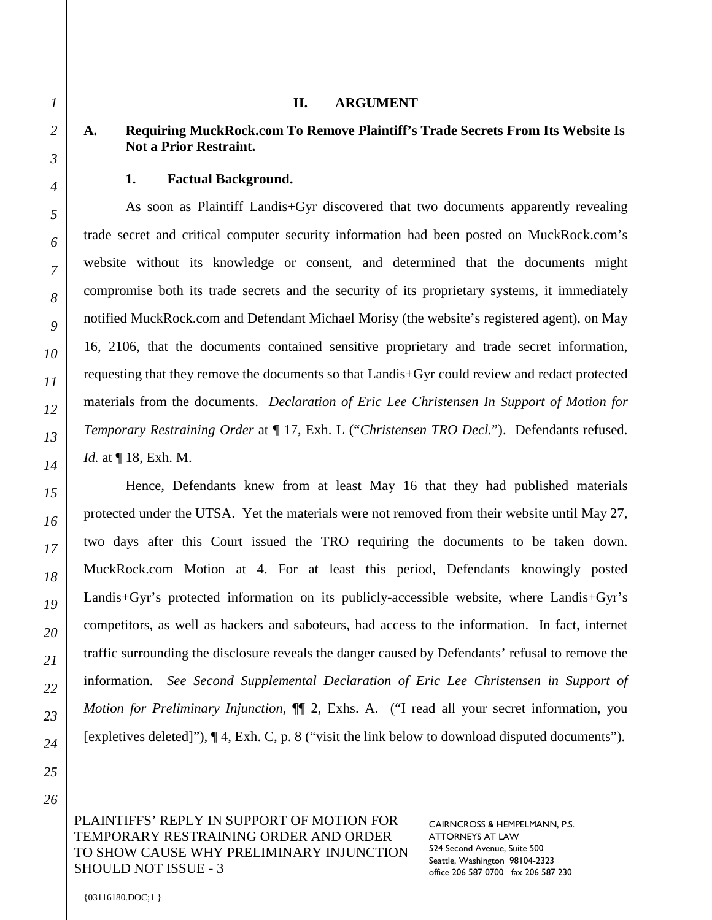## II. ARGUMENT

### A. Requiring MuckRock.com To Remove Plaintiff's Trade Secrets From Its Website Is Not a Prior Restraint.

#### 1. Factual Background.

As soon as Plaintiff Landis+Gyr discovered that two documents apparently revealing trade secret and critical computer security information had been posted on MuckRock.com's website without its knowledge or consent, and determined that the documents might compromise both its trade secrets and the security of its proprietary systems, it immediately notified MuckRock.com and Defendant Michael Morisy (the website's registered agent), on May 16, 2106, that the documents contained sensitive proprietary and trade secret information, requesting that they remove the documents so that Landis+Gyr could review and redact protected materials from the documents. *Declaration of Eric Lee Christensen In Support of Motion for Temporary Restraining Order* at ¶ 17, Exh. L ("*Christensen TRO Decl.*"). Defendants refused. *Id.* at ¶ 18, Exh. M.

Hence, Defendants knew from at least May 16 that they had published materials protected under the UTSA. Yet the materials were not removed from their website until May 27, two days after this Court issued the TRO requiring the documents to be taken down. MuckRock.com Motion at 4. For at least this period, Defendants knowingly posted Landis+Gyr's protected information on its publicly-accessible website, where Landis+Gyr's competitors, as well as hackers and saboteurs, had access to the information. In fact, internet traffic surrounding the disclosure reveals the danger caused by Defendants' refusal to remove the information. *See Second Supplemental Declaration of Eric Lee Christensen in Support of Motion for Preliminary Injunction*, ¶¶ 2, Exhs. A. ("I read all your secret information, you [expletives deleted]"), ¶ 4, Exh. C, p. 8 ("visit the link below to download disputed documents").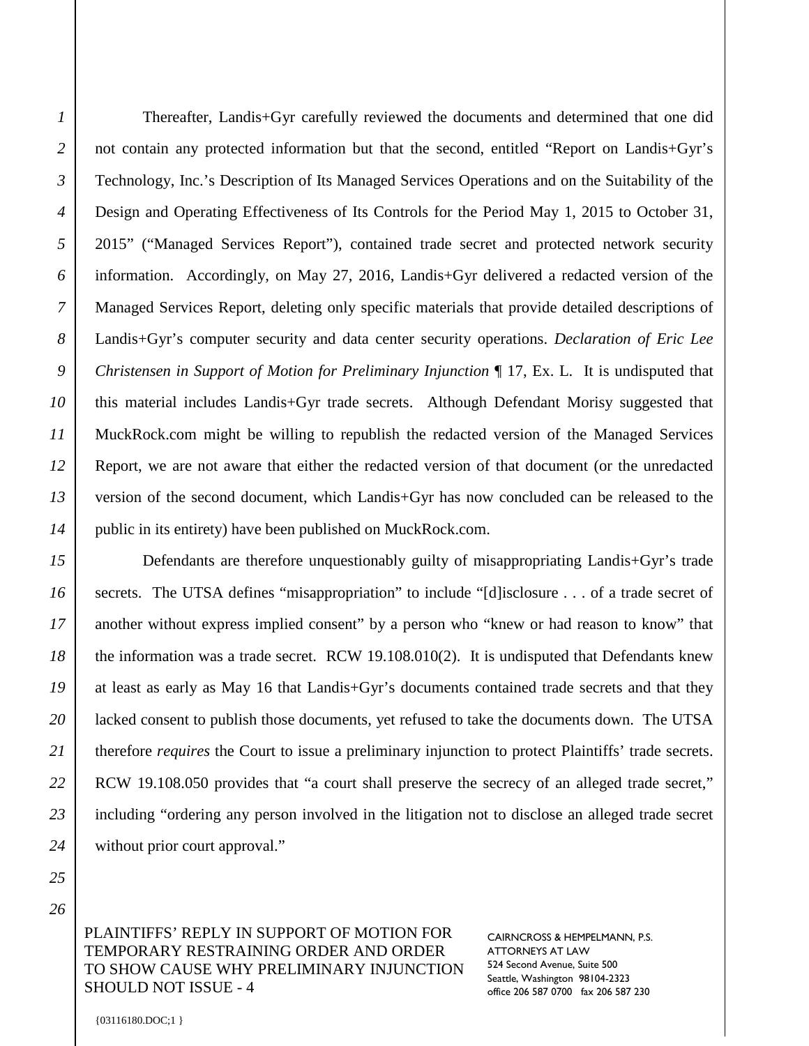Thereafter, Landis+Gyr carefully reviewed the documents and determined that one did not contain any protected information but that the second, entitled "Report on Landis+Gyr's Technology, Inc.'s Description of Its Managed Services Operations and on the Suitability of the Design and Operating Effectiveness of Its Controls for the Period May 1, 2015 to October 31, 2015" ("Managed Services Report"), contained trade secret and protected network security information. Accordingly, on May 27, 2016, Landis+Gyr delivered a redacted version of the Managed Services Report, deleting only specific materials that provide detailed descriptions of Landis+Gyr's computer security and data center security operations. *Declaration of Eric Lee Christensen in Support of Motion for Preliminary Injunction* ¶ 17, Ex. L. It is undisputed that this material includes Landis+Gyr trade secrets. Although Defendant Morisy suggested that MuckRock.com might be willing to republish the redacted version of the Managed Services Report, we are not aware that either the redacted version of that document (or the unredacted version of the second document, which Landis+Gyr has now concluded can be released to the public in its entirety) have been published on MuckRock.com.

Defendants are therefore unquestionably guilty of misappropriating Landis+Gyr's trade secrets. The UTSA defines "misappropriation" to include "[d]isclosure . . . of a trade secret of another without express implied consent" by a person who "knew or had reason to know" that the information was a trade secret. RCW 19.108.010(2). It is undisputed that Defendants knew at least as early as May 16 that Landis+Gyr's documents contained trade secrets and that they lacked consent to publish those documents, yet refused to take the documents down. The UTSA therefore *requires* the Court to issue a preliminary injunction to protect Plaintiffs' trade secrets. RCW 19.108.050 provides that "a court shall preserve the secrecy of an alleged trade secret," including "ordering any person involved in the litigation not to disclose an alleged trade secret without prior court approval."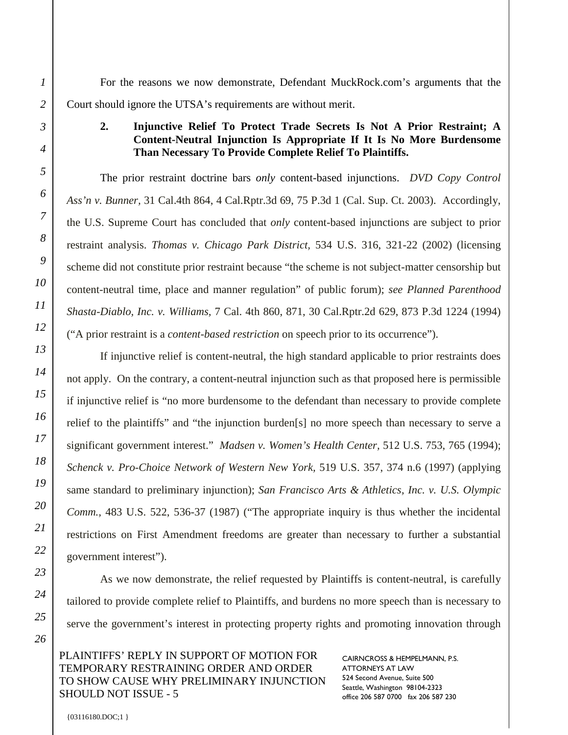For the reasons we now demonstrate, Defendant MuckRock.com's arguments that the Court should ignore the UTSA's requirements are without merit.

**2. Injunctive Relief To Protect Trade Secrets Is Not A Prior Restraint; A Content-Neutral Injunction Is Appropriate If It Is No More Burdensome Than Necessary To Provide Complete Relief To Plaintiffs.**

The prior restraint doctrine bars *only* content-based injunctions. *DVD Copy Control Ass'n v. Bunner*, 31 Cal.4th 864, 4 Cal.Rptr.3d 69, 75 P.3d 1 (Cal. Sup. Ct. 2003). Accordingly, the U.S. Supreme Court has concluded that *only* content-based injunctions are subject to prior restraint analysis. *Thomas v. Chicago Park District,* 534 U.S. 316, 321-22 (2002) (licensing scheme did not constitute prior restraint because "the scheme is not subject-matter censorship but content-neutral time, place and manner regulation" of public forum); *see Planned Parenthood Shasta-Diablo, Inc. v. Williams,* 7 Cal. 4th 860, 871, 30 Cal.Rptr.2d 629, 873 P.3d 1224 (1994) ("A prior restraint is a *content-based restriction* on speech prior to its occurrence").

If injunctive relief is content-neutral, the high standard applicable to prior restraints does not apply. On the contrary, a content-neutral injunction such as that proposed here is permissible if injunctive relief is "no more burdensome to the defendant than necessary to provide complete relief to the plaintiffs" and "the injunction burden[s] no more speech than necessary to serve a significant government interest." *Madsen v. Women's Health Center,* 512 U.S. 753, 765 (1994); *Schenck v. Pro-Choice Network of Western New York,* 519 U.S. 357, 374 n.6 (1997) (applying same standard to preliminary injunction); *San Francisco Arts & Athletics, Inc. v. U.S. Olympic Comm.*, 483 U.S. 522, 536-37 (1987) ("The appropriate inquiry is thus whether the incidental restrictions on First Amendment freedoms are greater than necessary to further a substantial government interest").

As we now demonstrate, the relief requested by Plaintiffs is content-neutral, is carefully tailored to provide complete relief to Plaintiffs, and burdens no more speech than is necessary to serve the government's interest in protecting property rights and promoting innovation through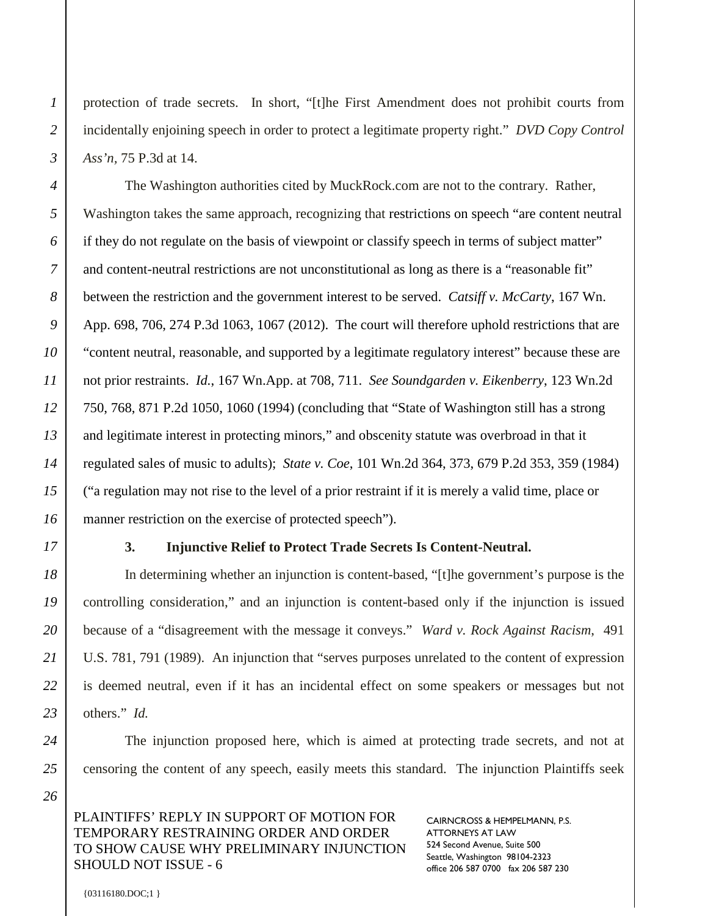protection of trade secrets. In short, "[t]he First Amendment does not prohibit courts from incidentally enjoining speech in order to protect a legitimate property right." *DVD Copy Control Ass'n*, 75 P.3d at 14.

The Washington authorities cited by MuckRock.com are not to the contrary. Rather, Washington takes the same approach, recognizing that restrictions on speech "are content neutral if they do not regulate on the basis of viewpoint or classify speech in terms of subject matter" and content-neutral restrictions are not unconstitutional as long as there is a "reasonable fit" between the restriction and the government interest to be served. *Catsiff v. McCarty*, 167 Wn. App. 698, 706, 274 P.3d 1063, 1067 (2012). The court will therefore uphold restrictions that are "content neutral, reasonable, and supported by a legitimate regulatory interest" because these are not prior restraints. *Id.*, 167 Wn.App. at 708, 711. *See Soundgarden v. Eikenberry*, 123 Wn.2d 750, 768, 871 P.2d 1050, 1060 (1994) (concluding that "State of Washington still has a strong and legitimate interest in protecting minors," and obscenity statute was overbroad in that it regulated sales of music to adults); *State v. Coe*, 101 Wn.2d 364, 373, 679 P.2d 353, 359 (1984) ("a regulation may not rise to the level of a prior restraint if it is merely a valid time, place or manner restriction on the exercise of protected speech").

**3. Injunctive Relief to Protect Trade Secrets Is Content-Neutral.**

In determining whether an injunction is content-based, "[t]he government's purpose is the controlling consideration," and an injunction is content-based only if the injunction is issued because of a "disagreement with the message it conveys." *Ward v. Rock Against Racism*, 491 U.S. 781, 791 (1989). An injunction that "serves purposes unrelated to the content of expression is deemed neutral, even if it has an incidental effect on some speakers or messages but not others." *Id.*

The injunction proposed here, which is aimed at protecting trade secrets, and not at censoring the content of any speech, easily meets this standard. The injunction Plaintiffs seek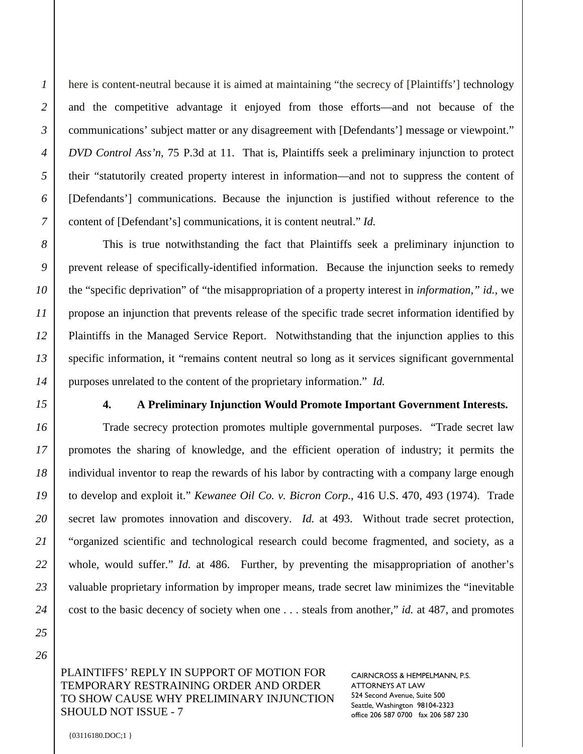here is content-neutral because it is aimed at maintaining "the secrecy of [Plaintiffs'] technology and the competitive advantage it enjoyed from those efforts—and not because of the communications' subject matter or any disagreement with [Defendants'] message or viewpoint." *DVD Control Ass'n*, 75 P.3d at 11. That is, Plaintiffs seek a preliminary injunction to protect their "statutorily created property interest in information—and not to suppress the content of [Defendants'] communications. Because the injunction is justified without reference to the content of [Defendant's] communications, it is content neutral." *Id.*

This is true notwithstanding the fact that Plaintiffs seek a preliminary injunction to prevent release of specifically-identified information. Because the injunction seeks to remedy the "specific deprivation" of "the misappropriation of a property interest in *information*," *id.*, we propose an injunction that prevents release of the specific trade secret information identified by Plaintiffs in the Managed Service Report. Notwithstanding that the injunction applies to this specific information, it "remains content neutral so long as it services significant governmental purposes unrelated to the content of the proprietary information." *Id.*

**4. A Preliminary Injunction Would Promote Important Government Interests.**

Trade secrecy protection promotes multiple governmental purposes. "Trade secret law promotes the sharing of knowledge, and the efficient operation of industry; it permits the individual inventor to reap the rewards of his labor by contracting with a company large enough to develop and exploit it." *Kewanee Oil Co. v. Bicron Corp.*, 416 U.S. 470, 493 (1974). Trade secret law promotes innovation and discovery. *Id.* at 493. Without trade secret protection, "organized scientific and technological research could become fragmented, and society, as a whole, would suffer." *Id.* at 486. Further, by preventing the misappropriation of another's valuable proprietary information by improper means, trade secret law minimizes the "inevitable cost to the basic decency of society when one . . . steals from another," *id.* at 487, and promotes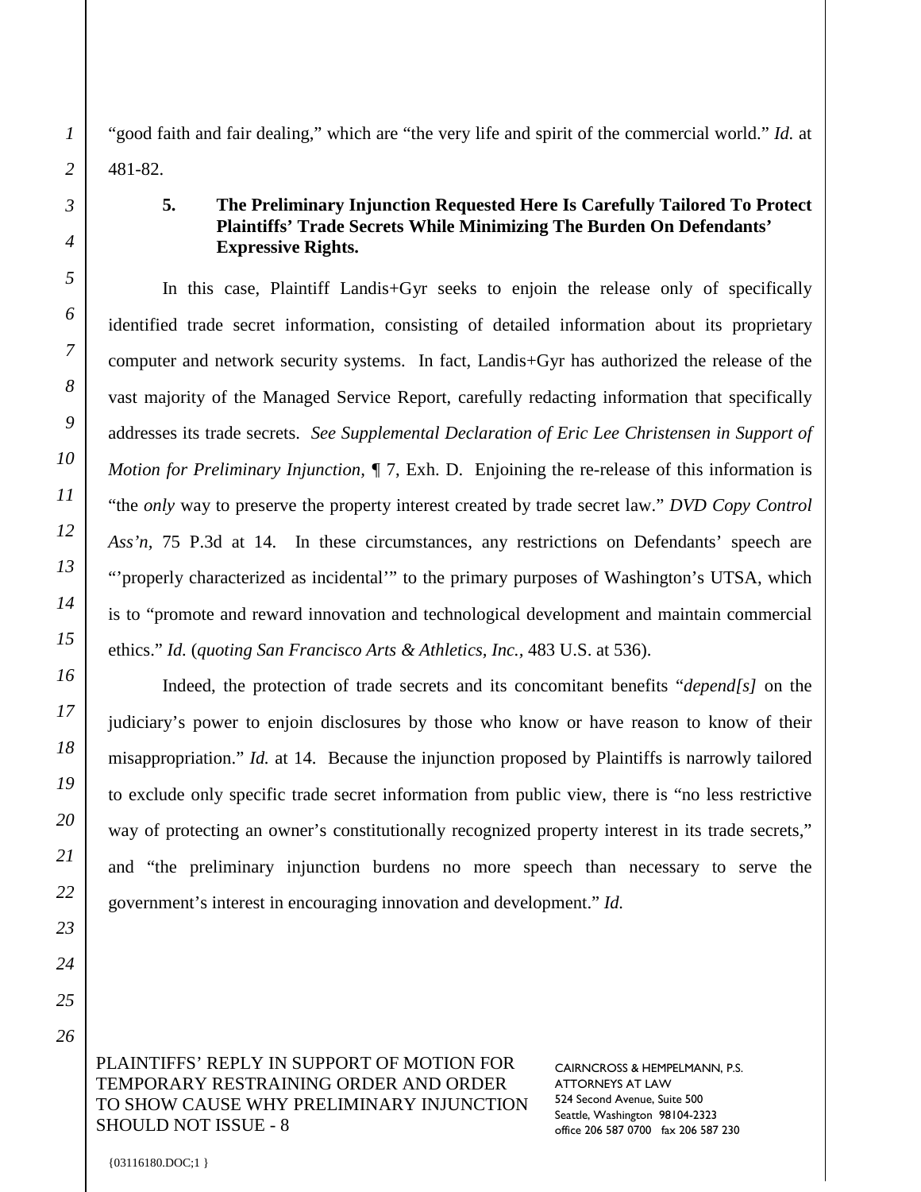"good faith and fair dealing," which are "the very life and spirit of the commercial world." *Id.* at 481-82.

**5. The Preliminary Injunction Requested Here Is Carefully Tailored To Protect Plaintiffs' Trade Secrets While Minimizing The Burden On Defendants' Expressive Rights.**

In this case, Plaintiff Landis+Gyr seeks to enjoin the release only of specifically identified trade secret information, consisting of detailed information about its proprietary computer and network security systems. In fact, Landis+Gyr has authorized the release of the vast majority of the Managed Service Report, carefully redacting information that specifically addresses its trade secrets. *See Supplemental Declaration of Eric Lee Christensen in Support of Motion for Preliminary Injunction,* ¶ 7, Exh. D. Enjoining the re-release of this information is "the *only* way to preserve the property interest created by trade secret law." *DVD Copy Control Ass'n,* 75 P.3d at 14. In these circumstances, any restrictions on Defendants' speech are "'properly characterized as incidental'" to the primary purposes of Washington's UTSA, which is to "promote and reward innovation and technological development and maintain commercial ethics." *Id.* (*quoting San Francisco Arts & Athletics, Inc.,* 483 U.S. at 536).

Indeed, the protection of trade secrets and its concomitant benefits "*depend[s]* on the judiciary's power to enjoin disclosures by those who know or have reason to know of their misappropriation." *Id.* at 14. Because the injunction proposed by Plaintiffs is narrowly tailored to exclude only specific trade secret information from public view, there is "no less restrictive way of protecting an owner's constitutionally recognized property interest in its trade secrets," and "the preliminary injunction burdens no more speech than necessary to serve the government's interest in encouraging innovation and development." *Id.*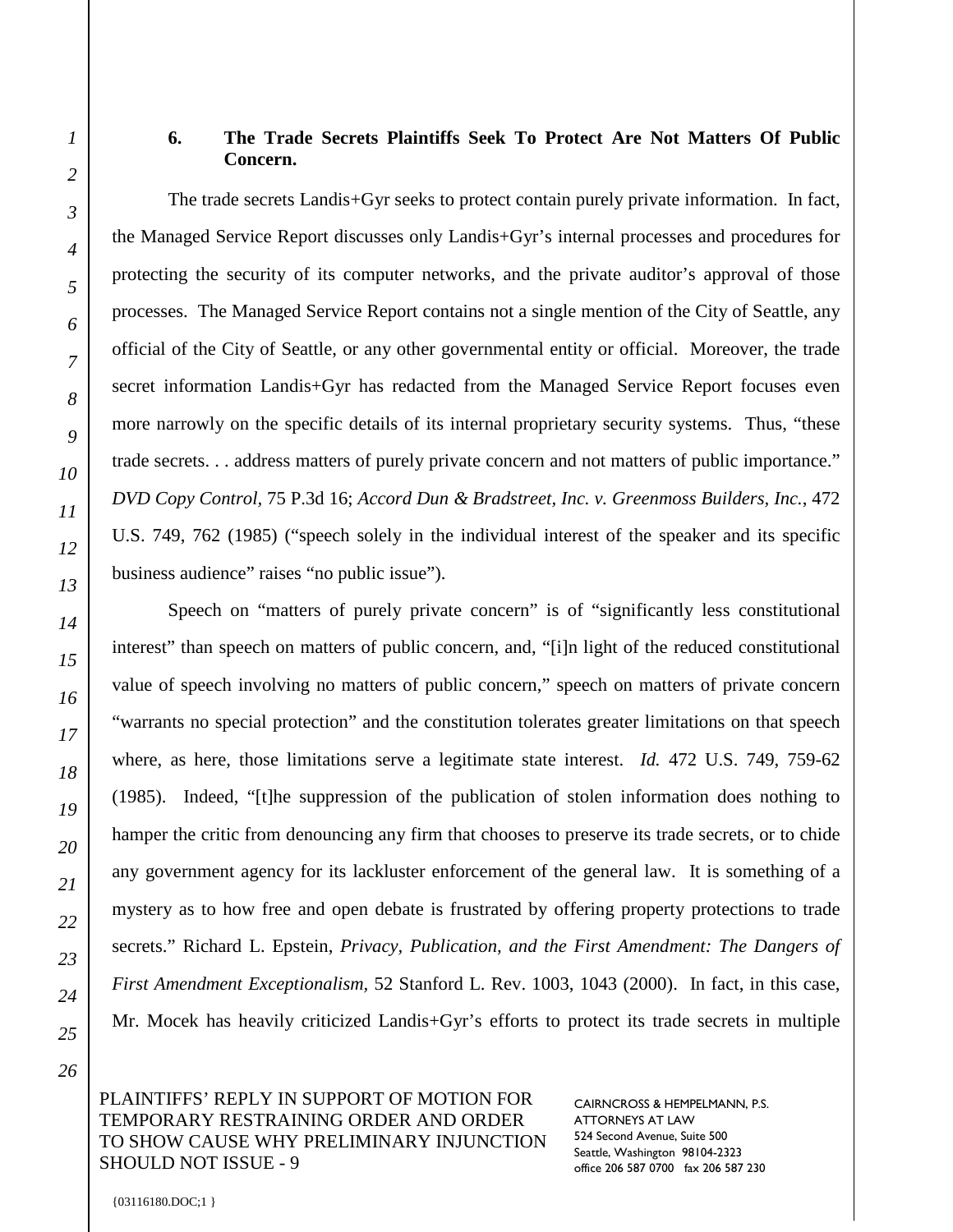### 6. The Trade Secrets Plaintiffs Seek To Protect Are Not Matters Of Public Concern.

The trade secrets Landis+Gyr seeks to protect contain purely private information. In fact, the Managed Service Report discusses only Landis+Gyr's internal processes and procedures for protecting the security of its computer networks, and the private auditor's approval of those processes. The Managed Service Report contains not a single mention of the City of Seattle, any official of the City of Seattle, or any other governmental entity or official. Moreover, the trade secret information Landis+Gyr has redacted from the Managed Service Report focuses even more narrowly on the specific details of its internal proprietary security systems. Thus, "these trade secrets. . . address matters of purely private concern and not matters of public importance." *DVD Copy Control*, 75 P.3d 16; *Accord Dun & Bradstreet, Inc. v. Greenmoss Builders, Inc.*, 472 U.S. 749, 762 (1985) ("speech solely in the individual interest of the speaker and its specific business audience" raises "no public issue").

Speech on "matters of purely private concern" is of "significantly less constitutional interest" than speech on matters of public concern, and, "[i]n light of the reduced constitutional value of speech involving no matters of public concern," speech on matters of private concern "warrants no special protection" and the constitution tolerates greater limitations on that speech where, as here, those limitations serve a legitimate state interest. *Id.* 472 U.S. 749, 759-62 (1985). Indeed, "[t]he suppression of the publication of stolen information does nothing to hamper the critic from denouncing any firm that chooses to preserve its trade secrets, or to chide any government agency for its lackluster enforcement of the general law. It is something of a mystery as to how free and open debate is frustrated by offering property protections to trade secrets." Richard L. Epstein, *Privacy, Publication, and the First Amendment: The Dangers of First Amendment Exceptionalism*, 52 Stanford L. Rev. 1003, 1043 (2000). In fact, in this case, Mr. Mocek has heavily criticized Landis+Gyr's efforts to protect its trade secrets in multiple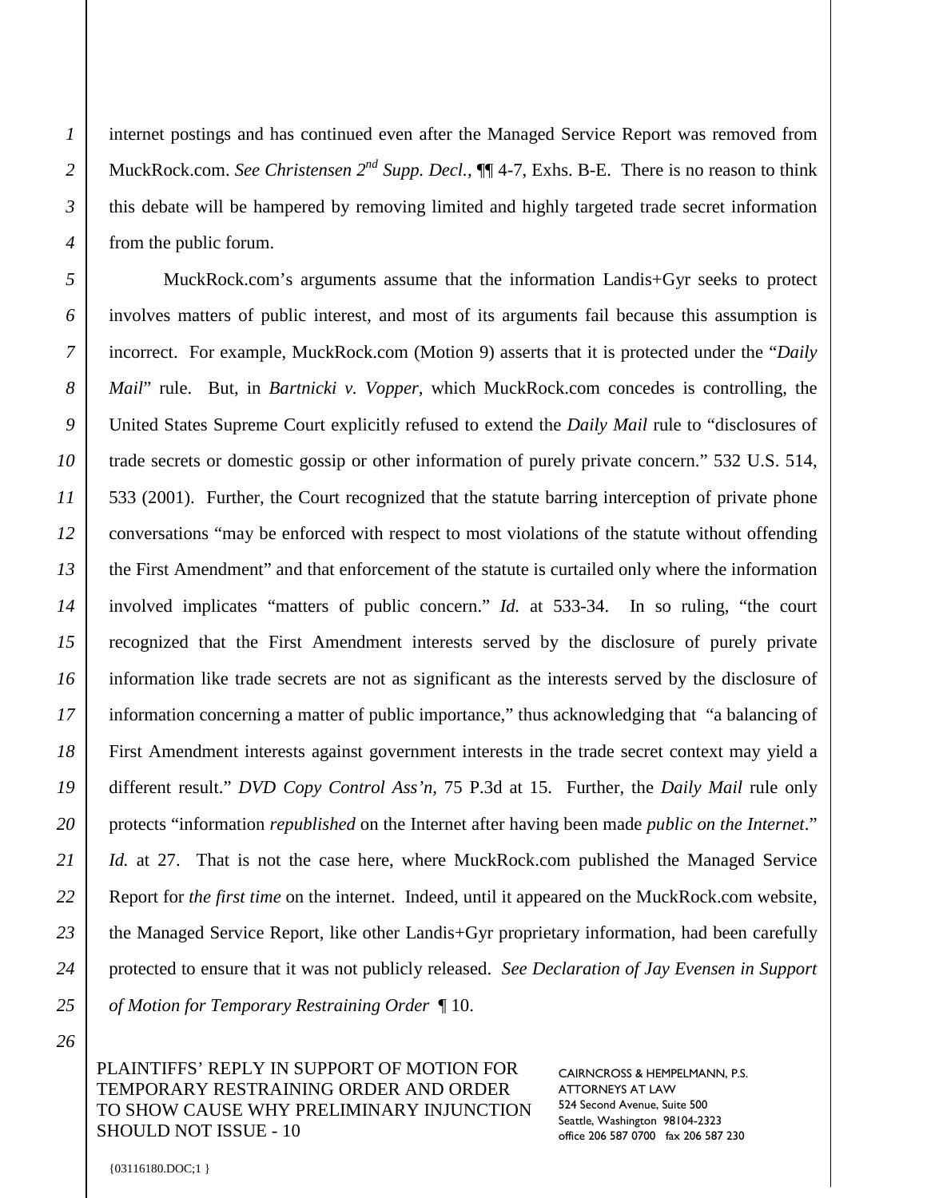internet postings and has continued even after the Managed Service Report was removed from MuckRock.com. *See Christensen 2nd Supp. Decl.*, ¶¶ 4-7, Exhs. B-E. There is no reason to think this debate will be hampered by removing limited and highly targeted trade secret information from the public forum.

MuckRock.com's arguments assume that the information Landis+Gyr seeks to protect involves matters of public interest, and most of its arguments fail because this assumption is incorrect. For example, MuckRock.com (Motion 9) asserts that it is protected under the "*Daily Mail*" rule. But, in *Bartnicki v. Vopper,* which MuckRock.com concedes is controlling, the United States Supreme Court explicitly refused to extend the *Daily Mail* rule to "disclosures of trade secrets or domestic gossip or other information of purely private concern." 532 U.S. 514, 533 (2001). Further, the Court recognized that the statute barring interception of private phone conversations "may be enforced with respect to most violations of the statute without offending the First Amendment" and that enforcement of the statute is curtailed only where the information involved implicates "matters of public concern." *Id.* at 533-34. In so ruling, "the court recognized that the First Amendment interests served by the disclosure of purely private information like trade secrets are not as significant as the interests served by the disclosure of information concerning a matter of public importance," thus acknowledging that "a balancing of First Amendment interests against government interests in the trade secret context may yield a different result." *DVD Copy Control Ass'n*, 75 P.3d at 15. Further, the *Daily Mail* rule only protects "information *republished* on the Internet after having been made *public on the Internet*." *Id.* at 27. That is not the case here, where MuckRock.com published the Managed Service Report for *the first time* on the internet. Indeed, until it appeared on the MuckRock.com website, the Managed Service Report, like other Landis+Gyr proprietary information, had been carefully protected to ensure that it was not publicly released. *See Declaration of Jay Evensen in Support of Motion for Temporary Restraining Order* ¶ 10.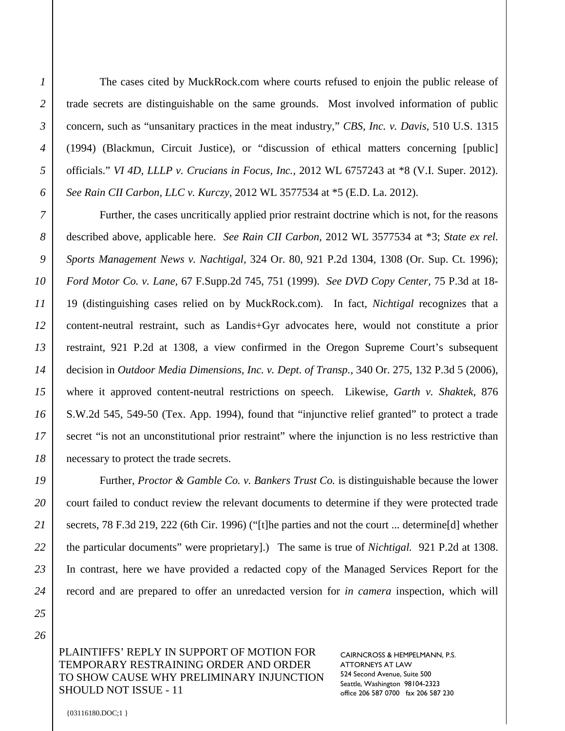The cases cited by MuckRock.com where courts refused to enjoin the public release of trade secrets are distinguishable on the same grounds. Most involved information of public concern, such as "unsanitary practices in the meat industry," *CBS, Inc. v. Davis,* 510 U.S. 1315 (1994) (Blackmun, Circuit Justice), or "discussion of ethical matters concerning [public] officials." *VI 4D, LLLP v. Crucians in Focus, Inc.*, 2012 WL 6757243 at *8 (V.I. Super. 2012). *See Rain CII Carbon, LLC v. Kurczy,* 2012 WL 3577534 at *5 (E.D. La. 2012).

Further, the cases uncritically applied prior restraint doctrine which is not, for the reasons described above, applicable here. *See Rain CII Carbon,* 2012 WL 3577534 at *3; *State ex rel. Sports Management News v. Nachtigal,* 324 Or. 80, 921 P.2d 1304, 1308 (Or. Sup. Ct. 1996); *Ford Motor Co. v. Lane,* 67 F.Supp.2d 745, 751 (1999). *See DVD Copy Center,* 75 P.3d at 18-19 (distinguishing cases relied on by MuckRock.com). In fact, *Nichtigal* recognizes that a content-neutral restraint, such as Landis+Gyr advocates here, would not constitute a prior restraint, 921 P.2d at 1308, a view confirmed in the Oregon Supreme Court's subsequent decision in *Outdoor Media Dimensions, Inc. v. Dept. of Transp.*, 340 Or. 275, 132 P.3d 5 (2006), where it approved content-neutral restrictions on speech. Likewise, *Garth v. Shaktek,* 876 S.W.2d 545, 549-50 (Tex. App. 1994), found that "injunctive relief granted" to protect a trade secret "is not an unconstitutional prior restraint" where the injunction is no less restrictive than necessary to protect the trade secrets.

Further, *Proctor & Gamble Co. v. Bankers Trust Co.* is distinguishable because the lower court failed to conduct review the relevant documents to determine if they were protected trade secrets, 78 F.3d 219, 222 (6th Cir. 1996) ("[t]he parties and not the court ... determine[d] whether the particular documents" were proprietary].) The same is true of *Nichtigal.* 921 P.2d at 1308. In contrast, here we have provided a redacted copy of the Managed Services Report for the record and are prepared to offer an unredacted version for *in camera* inspection, which will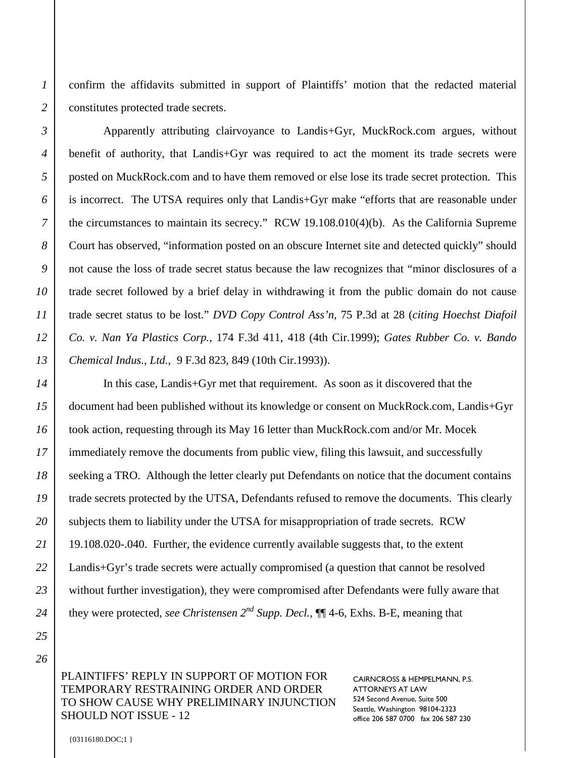confirm the affidavits submitted in support of Plaintiffs' motion that the redacted material constitutes protected trade secrets.

Apparently attributing clairvoyance to Landis+Gyr, MuckRock.com argues, without benefit of authority, that Landis+Gyr was required to act the moment its trade secrets were posted on MuckRock.com and to have them removed or else lose its trade secret protection. This is incorrect. The UTSA requires only that Landis+Gyr make "efforts that are reasonable under the circumstances to maintain its secrecy." RCW 19.108.010(4)(b). As the California Supreme Court has observed, "information posted on an obscure Internet site and detected quickly" should not cause the loss of trade secret status because the law recognizes that "minor disclosures of a trade secret followed by a brief delay in withdrawing it from the public domain do not cause trade secret status to be lost." *DVD Copy Control Ass'n,* 75 P.3d at 28 (*citing Hoechst Diafoil Co. v. Nan Ya Plastics Corp.*, 174 F.3d 411, 418 (4th Cir.1999); *Gates Rubber Co. v. Bando Chemical Indus., Ltd.,* 9 F.3d 823, 849 (10th Cir.1993)).

In this case, Landis+Gyr met that requirement. As soon as it discovered that the document had been published without its knowledge or consent on MuckRock.com, Landis+Gyr took action, requesting through its May 16 letter than MuckRock.com and/or Mr. Mocek immediately remove the documents from public view, filing this lawsuit, and successfully seeking a TRO. Although the letter clearly put Defendants on notice that the document contains trade secrets protected by the UTSA, Defendants refused to remove the documents. This clearly subjects them to liability under the UTSA for misappropriation of trade secrets. RCW 19.108.020-.040. Further, the evidence currently available suggests that, to the extent Landis+Gyr's trade secrets were actually compromised (a question that cannot be resolved without further investigation), they were compromised after Defendants were fully aware that they were protected, *see Christensen 2nd Supp. Decl.,* ¶¶ 4-6, Exhs. B-E, meaning that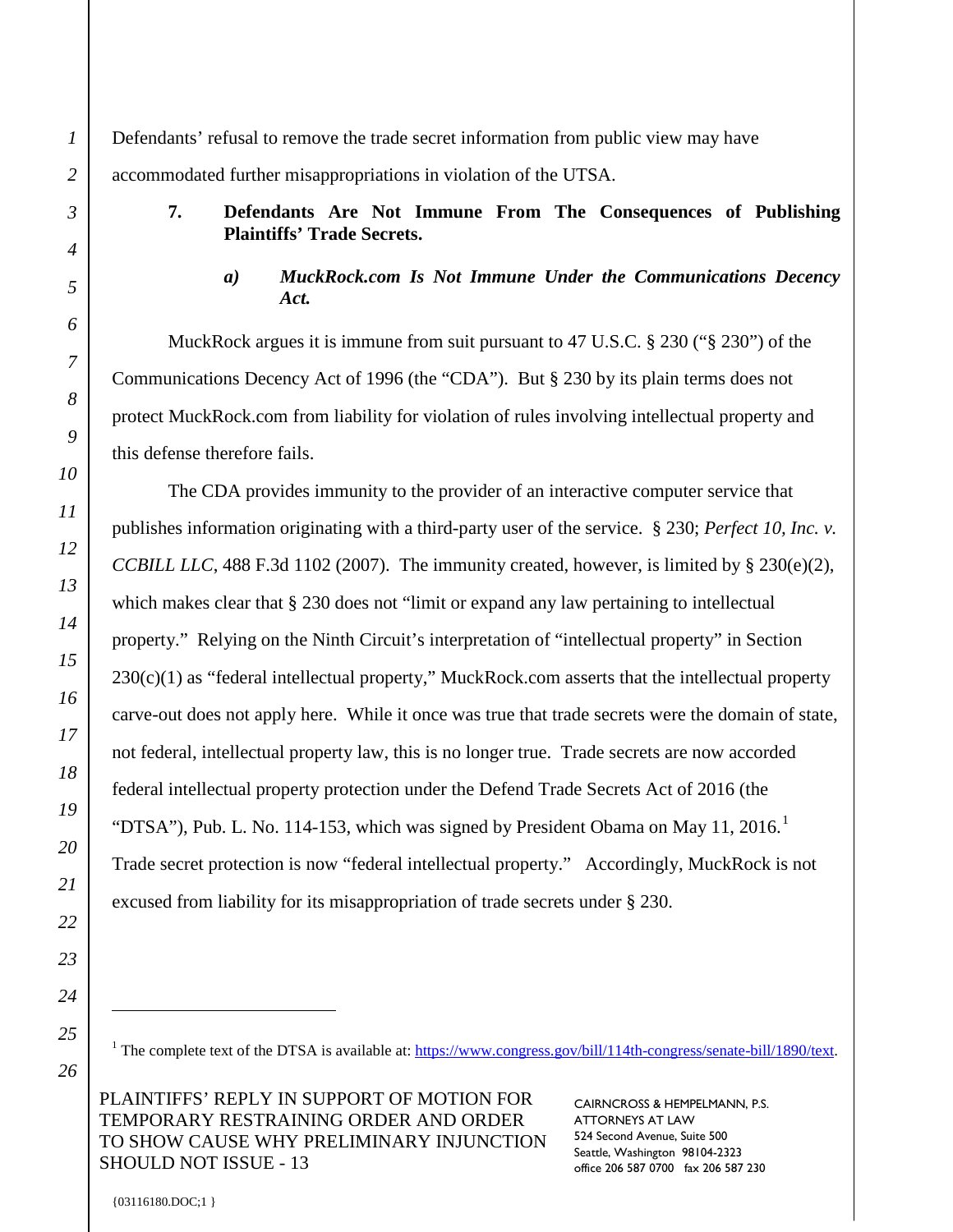Defendants' refusal to remove the trade secret information from public view may have accommodated further misappropriations in violation of the UTSA.

**7. Defendants Are Not Immune From The Consequences of Publishing Plaintiffs' Trade Secrets.**

***a) MuckRock.com Is Not Immune Under the Communications Decency Act.***

MuckRock argues it is immune from suit pursuant to 47 U.S.C. § 230 ("§ 230") of the Communications Decency Act of 1996 (the "CDA"). But § 230 by its plain terms does not protect MuckRock.com from liability for violation of rules involving intellectual property and this defense therefore fails.

The CDA provides immunity to the provider of an interactive computer service that publishes information originating with a third-party user of the service. § 230; *Perfect 10, Inc. v. CCBILL LLC*, 488 F.3d 1102 (2007). The immunity created, however, is limited by § 230(e)(2), which makes clear that § 230 does not "limit or expand any law pertaining to intellectual property." Relying on the Ninth Circuit's interpretation of "intellectual property" in Section 230(c)(1) as "federal intellectual property," MuckRock.com asserts that the intellectual property carve-out does not apply here. While it once was true that trade secrets were the domain of state, not federal, intellectual property law, this is no longer true. Trade secrets are now accorded federal intellectual property protection under the Defend Trade Secrets Act of 2016 (the "DTSA"), Pub. L. No. 114-153, which was signed by President Obama on May 11, 2016.[1] Trade secret protection is now "federal intellectual property." Accordingly, MuckRock is not excused from liability for its misappropriation of trade secrets under § 230.

---

[1] The complete text of the DTSA is available at: https://www.congress.gov/bill/114th-congress/senate-bill/1890/text.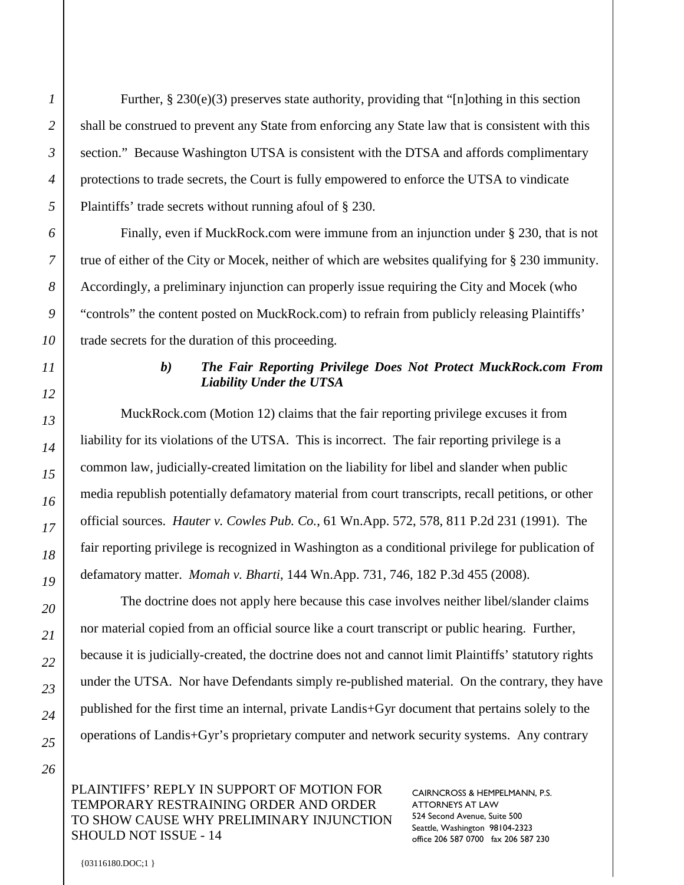Further, § 230(e)(3) preserves state authority, providing that "[n]othing in this section shall be construed to prevent any State from enforcing any State law that is consistent with this section." Because Washington UTSA is consistent with the DTSA and affords complimentary protections to trade secrets, the Court is fully empowered to enforce the UTSA to vindicate Plaintiffs' trade secrets without running afoul of § 230.

Finally, even if MuckRock.com were immune from an injunction under § 230, that is not true of either of the City or Mocek, neither of which are websites qualifying for § 230 immunity. Accordingly, a preliminary injunction can properly issue requiring the City and Mocek (who "controls" the content posted on MuckRock.com) to refrain from publicly releasing Plaintiffs' trade secrets for the duration of this proceeding.

#### ***b) The Fair Reporting Privilege Does Not Protect MuckRock.com From Liability Under the UTSA***

MuckRock.com (Motion 12) claims that the fair reporting privilege excuses it from liability for its violations of the UTSA. This is incorrect. The fair reporting privilege is a common law, judicially-created limitation on the liability for libel and slander when public media republish potentially defamatory material from court transcripts, recall petitions, or other official sources. *Hauter v. Cowles Pub. Co.*, 61 Wn.App. 572, 578, 811 P.2d 231 (1991). The fair reporting privilege is recognized in Washington as a conditional privilege for publication of defamatory matter. *Momah v. Bharti*, 144 Wn.App. 731, 746, 182 P.3d 455 (2008).

The doctrine does not apply here because this case involves neither libel/slander claims nor material copied from an official source like a court transcript or public hearing. Further, because it is judicially-created, the doctrine does not and cannot limit Plaintiffs' statutory rights under the UTSA. Nor have Defendants simply re-published material. On the contrary, they have published for the first time an internal, private Landis+Gyr document that pertains solely to the operations of Landis+Gyr's proprietary computer and network security systems. Any contrary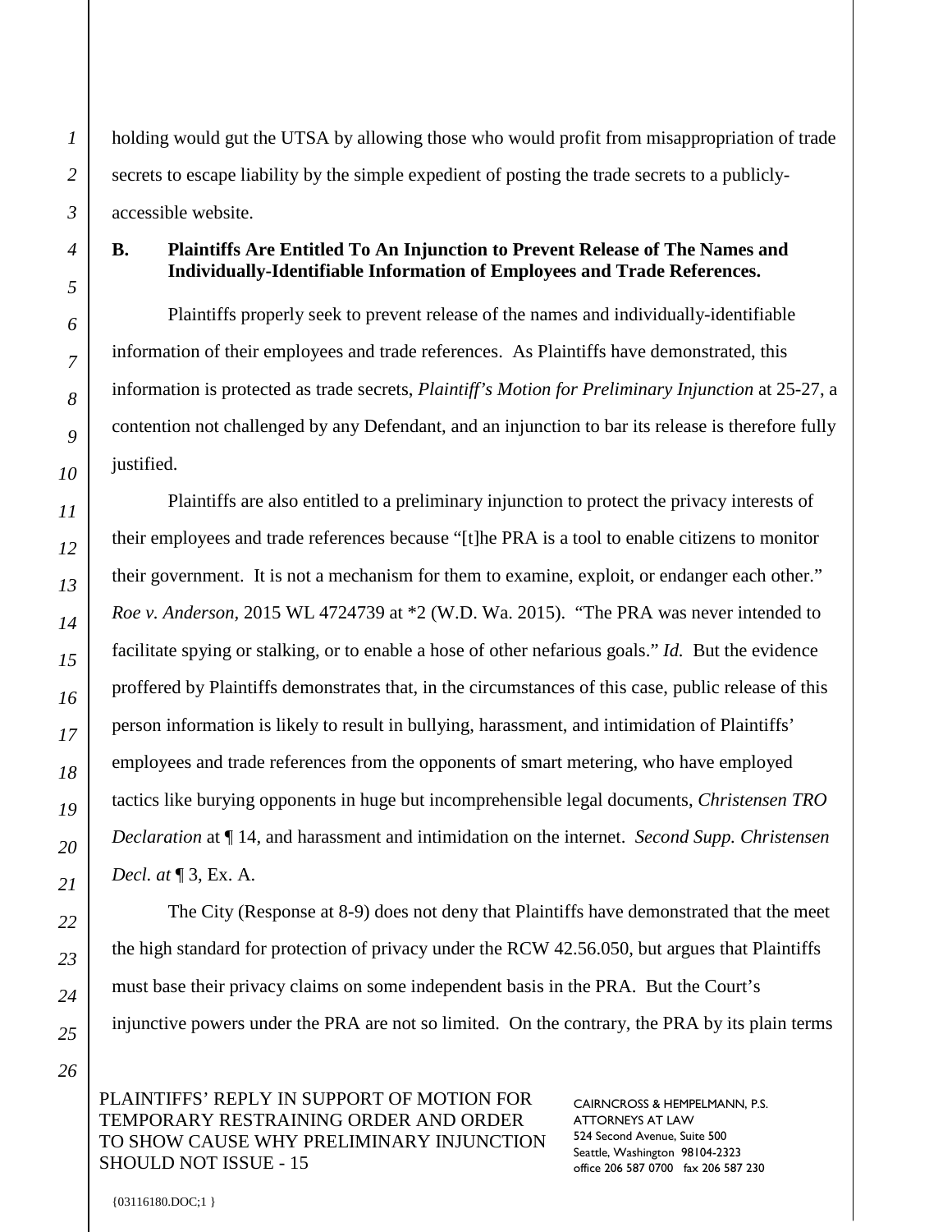holding would gut the UTSA by allowing those who would profit from misappropriation of trade secrets to escape liability by the simple expedient of posting the trade secrets to a publicly-accessible website.

**B. Plaintiffs Are Entitled To An Injunction to Prevent Release of The Names and Individually-Identifiable Information of Employees and Trade References.**

Plaintiffs properly seek to prevent release of the names and individually-identifiable information of their employees and trade references. As Plaintiffs have demonstrated, this information is protected as trade secrets, *Plaintiff's Motion for Preliminary Injunction* at 25-27, a contention not challenged by any Defendant, and an injunction to bar its release is therefore fully justified.

Plaintiffs are also entitled to a preliminary injunction to protect the privacy interests of their employees and trade references because "[t]he PRA is a tool to enable citizens to monitor their government. It is not a mechanism for them to examine, exploit, or endanger each other." *Roe v. Anderson*, 2015 WL 4724739 at *2 (W.D. Wa. 2015). "The PRA was never intended to facilitate spying or stalking, or to enable a hose of other nefarious goals." *Id.* But the evidence proffered by Plaintiffs demonstrates that, in the circumstances of this case, public release of this person information is likely to result in bullying, harassment, and intimidation of Plaintiffs' employees and trade references from the opponents of smart metering, who have employed tactics like burying opponents in huge but incomprehensible legal documents, *Christensen TRO Declaration* at ¶ 14, and harassment and intimidation on the internet. *Second Supp. Christensen Decl. at* ¶ 3, Ex. A.

The City (Response at 8-9) does not deny that Plaintiffs have demonstrated that the meet the high standard for protection of privacy under the RCW 42.56.050, but argues that Plaintiffs must base their privacy claims on some independent basis in the PRA. But the Court's injunctive powers under the PRA are not so limited. On the contrary, the PRA by its plain terms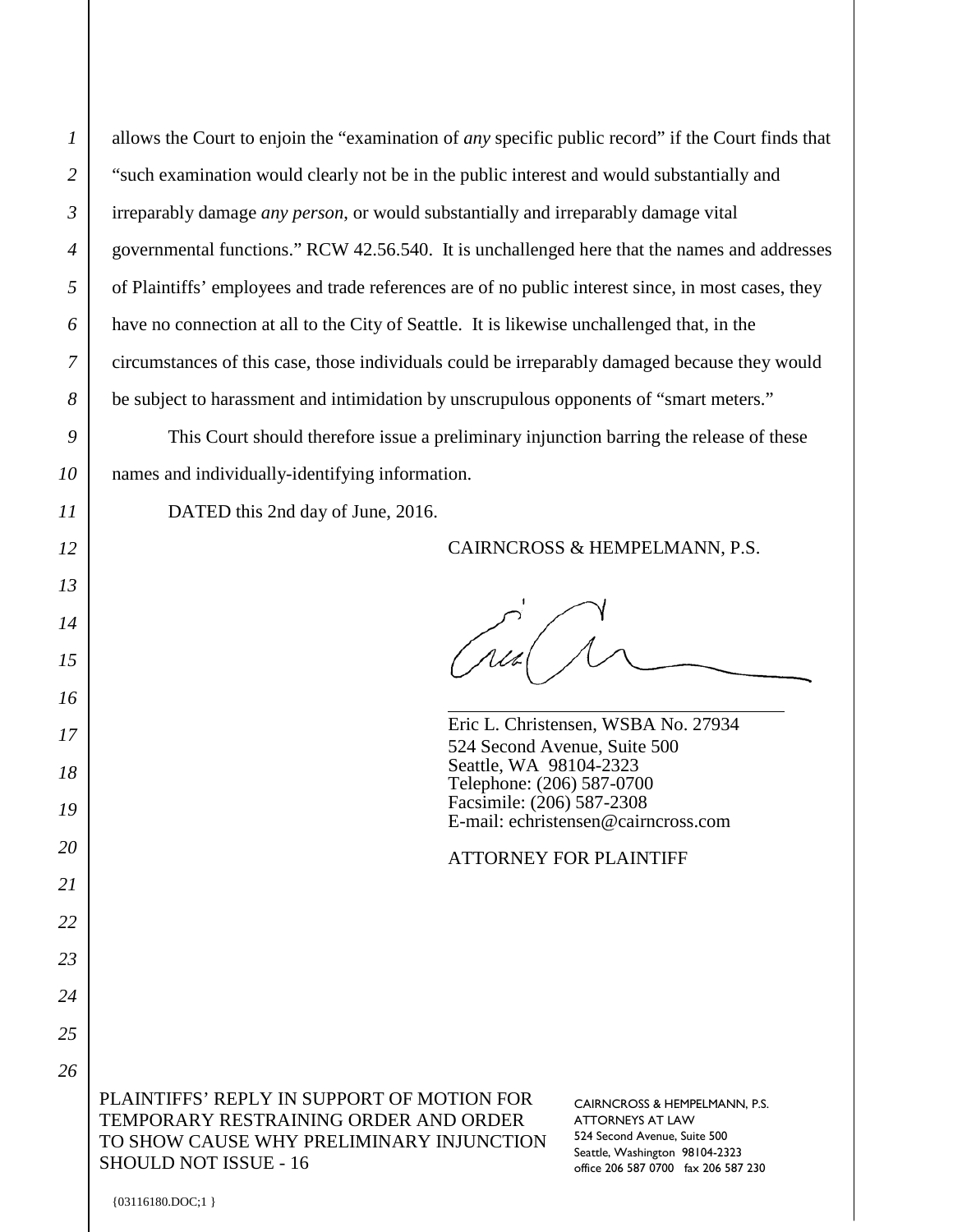allows the Court to enjoin the "examination of *any* specific public record" if the Court finds that "such examination would clearly not be in the public interest and would substantially and irreparably damage *any person*, or would substantially and irreparably damage vital governmental functions." RCW 42.56.540. It is unchallenged here that the names and addresses of Plaintiffs' employees and trade references are of no public interest since, in most cases, they have no connection at all to the City of Seattle. It is likewise unchallenged that, in the circumstances of this case, those individuals could be irreparably damaged because they would be subject to harassment and intimidation by unscrupulous opponents of "smart meters."

This Court should therefore issue a preliminary injunction barring the release of these names and individually-identifying information.

DATED this 2nd day of June, 2016.

CAIRNCROSS & HEMPELMANN, P.S.

\_\_\_\_\_\_\_\_\_\_\_\_\_\_\_\_\_\_\_\_\_\_\_\_\_\_\_\_\_\_\_\_\_\_\_\_

Eric L. Christensen, WSBA No. 27934
524 Second Avenue, Suite 500
Seattle, WA 98104-2323
Telephone: (206) 587-0700
Facsimile: (206) 587-2308
E-mail: echristensen@cairncross.com

ATTORNEY FOR PLAINTIFF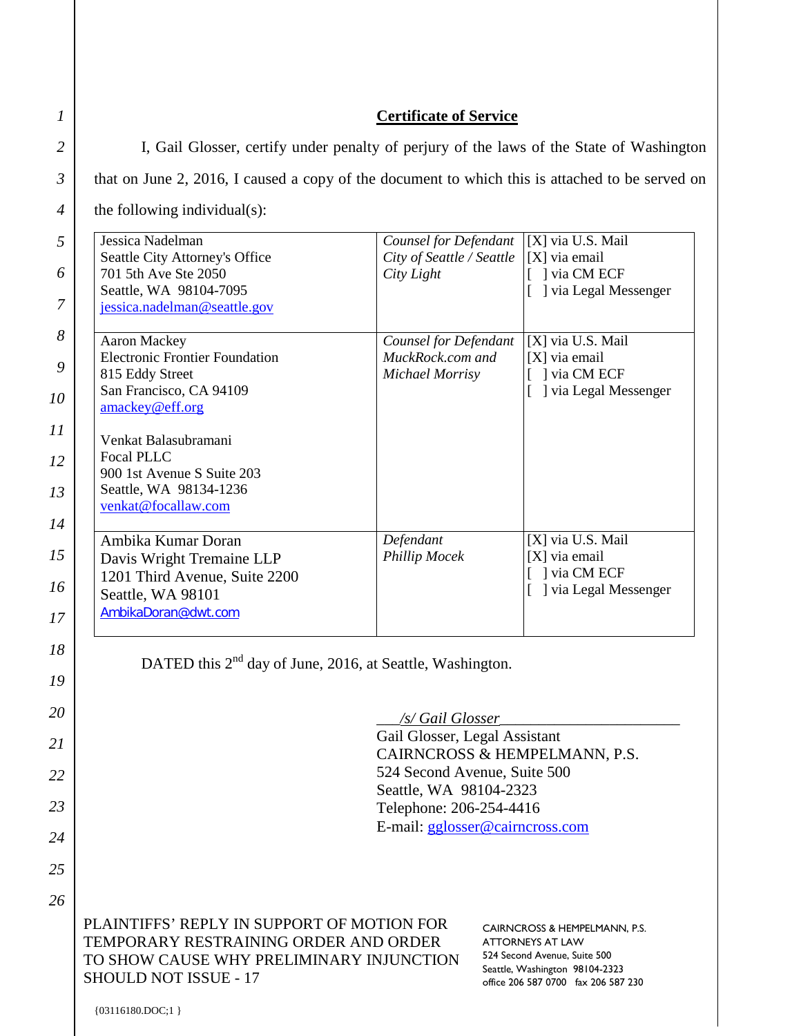## Certificate of Service

I, Gail Glosser, certify under penalty of perjury of the laws of the State of Washington that on June 2, 2016, I caused a copy of the document to which this is attached to be served on the following individual(s):

| | | |
|---|---|---|
| Jessica Nadelman<br>Seattle City Attorney's Office<br>701 5th Ave Ste 2050<br>Seattle, WA 98104-7095<br>jessica.nadelman@seattle.gov | *Counsel for Defendant City of Seattle / Seattle City Light* | [X] via U.S. Mail<br>[X] via email<br>[ ] via CM ECF<br>[ ] via Legal Messenger |
| Aaron Mackey<br>Electronic Frontier Foundation<br>815 Eddy Street<br>San Francisco, CA 94109<br>amackey@eff.org<br><br>Venkat Balasubramani<br>Focal PLLC<br>900 1st Avenue S Suite 203<br>Seattle, WA 98134-1236<br>venkat@focallaw.com | *Counsel for Defendant MuckRock.com and Michael Morrisy* | [X] via U.S. Mail<br>[X] via email<br>[ ] via CM ECF<br>[ ] via Legal Messenger |
| Ambika Kumar Doran<br>Davis Wright Tremaine LLP<br>1201 Third Avenue, Suite 2200<br>Seattle, WA 98101<br>AmbikaDoran@dwt.com | *Defendant Phillip Mocek* | [X] via U.S. Mail<br>[X] via email<br>[ ] via CM ECF<br>[ ] via Legal Messenger |

DATED this 2nd day of June, 2016, at Seattle, Washington.

*/s/ Gail Glosser*
Gail Glosser, Legal Assistant
CAIRNCROSS & HEMPELMANN, P.S.
524 Second Avenue, Suite 500
Seattle, WA 98104-2323
Telephone: 206-254-4416
E-mail: gglosser@cairncross.com